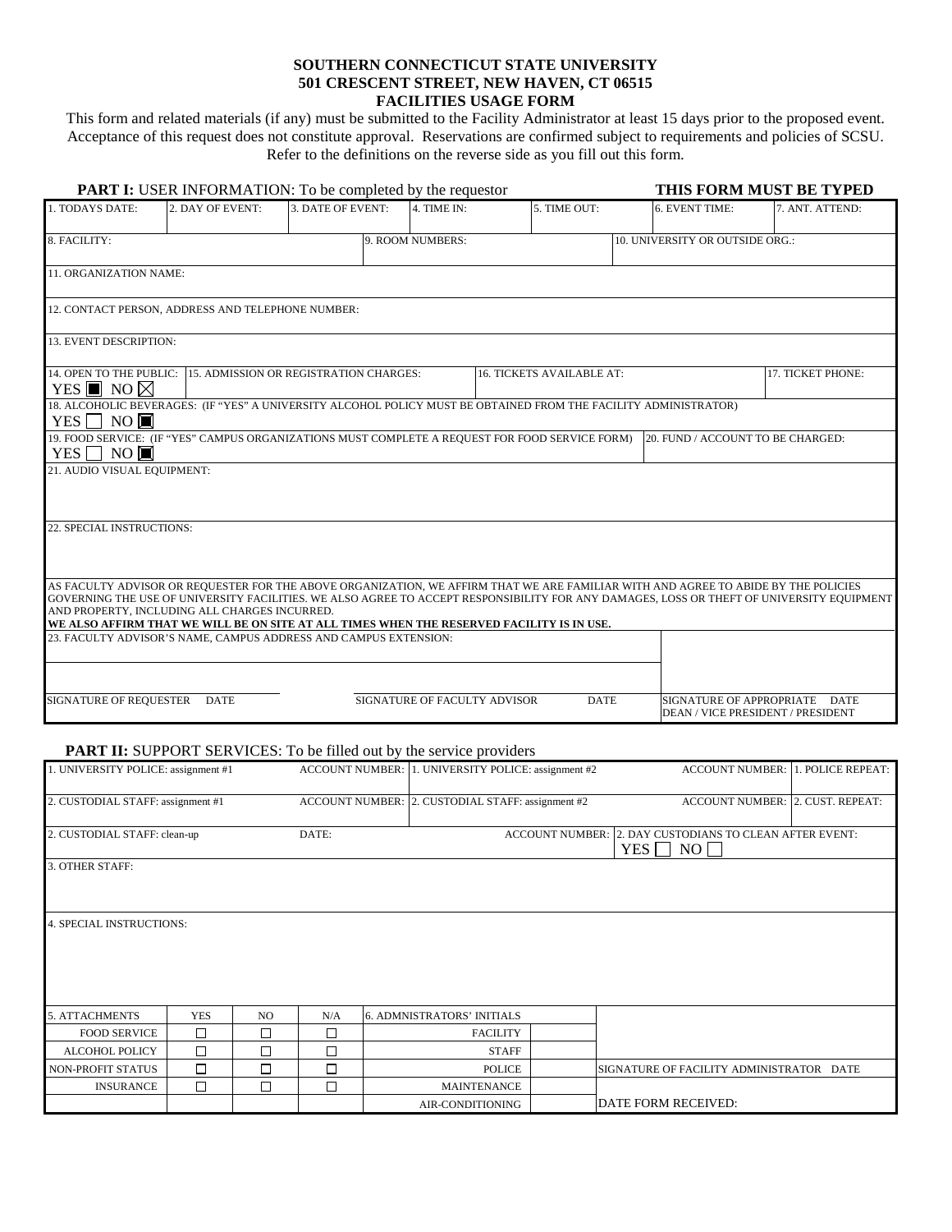**SOUTHERN CONNECTICUT STATE UNIVERSITY**
**501 CRESCENT STREET, NEW HAVEN, CT 06515**
**FACILITIES USAGE FORM**

This form and related materials (if any) must be submitted to the Facility Administrator at least 15 days prior to the proposed event. Acceptance of this request does not constitute approval. Reservations are confirmed subject to requirements and policies of SCSU. Refer to the definitions on the reverse side as you fill out this form.

**PART I:** USER INFORMATION: To be completed by the requestor — **THIS FORM MUST BE TYPED**

| 1. TODAYS DATE: | 2. DAY OF EVENT: | 3. DATE OF EVENT: | 4. TIME IN: | 5. TIME OUT: | 6. EVENT TIME: | 7. ANT. ATTEND: |
|---|---|---|---|---|---|---|
| | | | | | | |

| 8. FACILITY: | 9. ROOM NUMBERS: | 10. UNIVERSITY OR OUTSIDE ORG.: |
|---|---|---|
| | | |

11. ORGANIZATION NAME:

12. CONTACT PERSON, ADDRESS AND TELEPHONE NUMBER:

13. EVENT DESCRIPTION:

| 14. OPEN TO THE PUBLIC: YES ☐ NO ☐ | 15. ADMISSION OR REGISTRATION CHARGES: | 16. TICKETS AVAILABLE AT: | 17. TICKET PHONE: |
|---|---|---|---|

18. ALCOHOLIC BEVERAGES: (IF "YES" A UNIVERSITY ALCOHOL POLICY MUST BE OBTAINED FROM THE FACILITY ADMINISTRATOR)
YES ☐ NO ☐

| 19. FOOD SERVICE: (IF "YES" CAMPUS ORGANIZATIONS MUST COMPLETE A REQUEST FOR FOOD SERVICE FORM) YES ☐ NO ☐ | 20. FUND / ACCOUNT TO BE CHARGED: |
|---|---|

21. AUDIO VISUAL EQUIPMENT:

22. SPECIAL INSTRUCTIONS:

AS FACULTY ADVISOR OR REQUESTER FOR THE ABOVE ORGANIZATION, WE AFFIRM THAT WE ARE FAMILIAR WITH AND AGREE TO ABIDE BY THE POLICIES GOVERNING THE USE OF UNIVERSITY FACILITIES. WE ALSO AGREE TO ACCEPT RESPONSIBILITY FOR ANY DAMAGES, LOSS OR THEFT OF UNIVERSITY EQUIPMENT AND PROPERTY, INCLUDING ALL CHARGES INCURRED.
**WE ALSO AFFIRM THAT WE WILL BE ON SITE AT ALL TIMES WHEN THE RESERVED FACILITY IS IN USE.**

23. FACULTY ADVISOR'S NAME, CAMPUS ADDRESS AND CAMPUS EXTENSION:

| SIGNATURE OF REQUESTER DATE | SIGNATURE OF FACULTY ADVISOR DATE | SIGNATURE OF APPROPRIATE DEAN / VICE PRESIDENT / PRESIDENT DATE |
|---|---|---|

**PART II:** SUPPORT SERVICES: To be filled out by the service providers

| 1. UNIVERSITY POLICE: assignment #1 | ACCOUNT NUMBER: | 1. UNIVERSITY POLICE: assignment #2 | ACCOUNT NUMBER: | 1. POLICE REPEAT: |
|---|---|---|---|---|
| 2. CUSTODIAL STAFF: assignment #1 | ACCOUNT NUMBER: | 2. CUSTODIAL STAFF: assignment #2 | ACCOUNT NUMBER: | 2. CUST. REPEAT: |

| 2. CUSTODIAL STAFF: clean-up | DATE: | ACCOUNT NUMBER: | 2. DAY CUSTODIANS TO CLEAN AFTER EVENT: YES ☐ NO ☐ |
|---|---|---|---|

3. OTHER STAFF:

4. SPECIAL INSTRUCTIONS:

| 5. ATTACHMENTS | YES | NO | N/A | 6. ADMNISTRATORS' INITIALS | | |
|---|---|---|---|---|---|---|
| FOOD SERVICE | ☐ | ☐ | ☐ | FACILITY | | |
| ALCOHOL POLICY | ☐ | ☐ | ☐ | STAFF | | |
| NON-PROFIT STATUS | ☐ | ☐ | ☐ | POLICE | | SIGNATURE OF FACILITY ADMINISTRATOR DATE |
| INSURANCE | ☐ | ☐ | ☐ | MAINTENANCE | | |
| | | | | AIR-CONDITIONING | | DATE FORM RECEIVED: |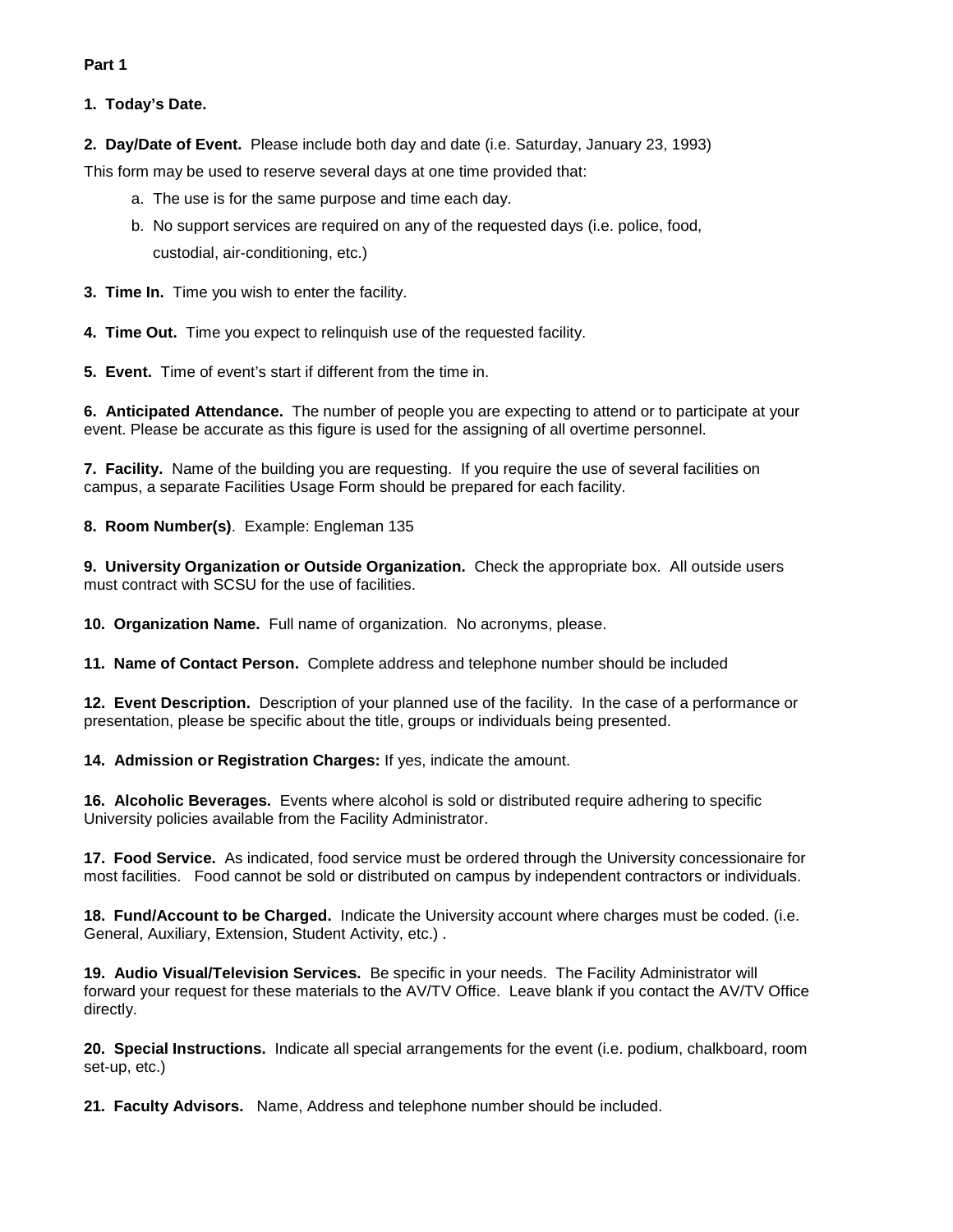**Part 1**

**1. Today's Date.**

**2. Day/Date of Event.** Please include both day and date (i.e. Saturday, January 23, 1993)

This form may be used to reserve several days at one time provided that:

a. The use is for the same purpose and time each day.

b. No support services are required on any of the requested days (i.e. police, food, custodial, air-conditioning, etc.)

**3. Time In.** Time you wish to enter the facility.

**4. Time Out.** Time you expect to relinquish use of the requested facility.

**5. Event.** Time of event's start if different from the time in.

**6. Anticipated Attendance.** The number of people you are expecting to attend or to participate at your event. Please be accurate as this figure is used for the assigning of all overtime personnel.

**7. Facility.** Name of the building you are requesting. If you require the use of several facilities on campus, a separate Facilities Usage Form should be prepared for each facility.

**8. Room Number(s)**. Example: Engleman 135

**9. University Organization or Outside Organization.** Check the appropriate box. All outside users must contract with SCSU for the use of facilities.

**10. Organization Name.** Full name of organization. No acronyms, please.

**11. Name of Contact Person.** Complete address and telephone number should be included

**12. Event Description.** Description of your planned use of the facility. In the case of a performance or presentation, please be specific about the title, groups or individuals being presented.

**14. Admission or Registration Charges:** If yes, indicate the amount.

**16. Alcoholic Beverages.** Events where alcohol is sold or distributed require adhering to specific University policies available from the Facility Administrator.

**17. Food Service.** As indicated, food service must be ordered through the University concessionaire for most facilities. Food cannot be sold or distributed on campus by independent contractors or individuals.

**18. Fund/Account to be Charged.** Indicate the University account where charges must be coded. (i.e. General, Auxiliary, Extension, Student Activity, etc.) .

**19. Audio Visual/Television Services.** Be specific in your needs. The Facility Administrator will forward your request for these materials to the AV/TV Office. Leave blank if you contact the AV/TV Office directly.

**20. Special Instructions.** Indicate all special arrangements for the event (i.e. podium, chalkboard, room set-up, etc.)

**21. Faculty Advisors.** Name, Address and telephone number should be included.